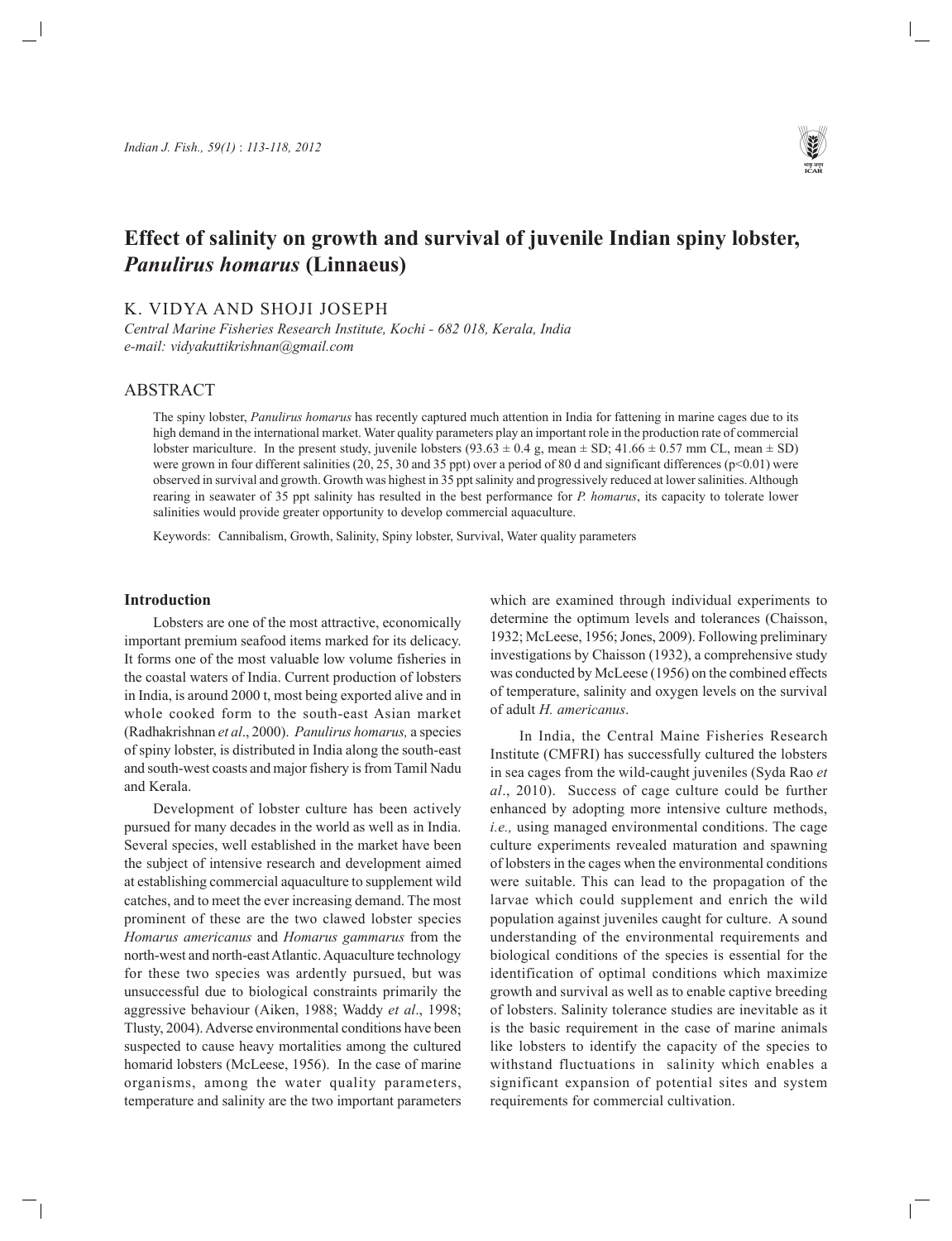# Effect of salinity on growth and survival of juvenile Indian spiny lobster, *Panulirus homarus* (Linnaeus)

K. VIDYA AND SHOJI JOSEPH

*Central Marine Fisheries Research Institute, Kochi - 682 018, Kerala, India*
*e-mail: vidyakuttikrishnan@gmail.com*

## ABSTRACT

The spiny lobster, *Panulirus homarus* has recently captured much attention in India for fattening in marine cages due to its high demand in the international market. Water quality parameters play an important role in the production rate of commercial lobster mariculture. In the present study, juvenile lobsters (93.63 ± 0.4 g, mean ± SD; 41.66 ± 0.57 mm CL, mean ± SD) were grown in four different salinities (20, 25, 30 and 35 ppt) over a period of 80 d and significant differences ($p<0.01$) were observed in survival and growth. Growth was highest in 35 ppt salinity and progressively reduced at lower salinities. Although rearing in seawater of 35 ppt salinity has resulted in the best performance for *P. homarus*, its capacity to tolerate lower salinities would provide greater opportunity to develop commercial aquaculture.

Keywords: Cannibalism, Growth, Salinity, Spiny lobster, Survival, Water quality parameters

## Introduction

Lobsters are one of the most attractive, economically important premium seafood items marked for its delicacy. It forms one of the most valuable low volume fisheries in the coastal waters of India. Current production of lobsters in India, is around 2000 t, most being exported alive and in whole cooked form to the south-east Asian market (Radhakrishnan *et al*., 2000). *Panulirus homarus,* a species of spiny lobster, is distributed in India along the south-east and south-west coasts and major fishery is from Tamil Nadu and Kerala.

Development of lobster culture has been actively pursued for many decades in the world as well as in India. Several species, well established in the market have been the subject of intensive research and development aimed at establishing commercial aquaculture to supplement wild catches, and to meet the ever increasing demand. The most prominent of these are the two clawed lobster species *Homarus americanus* and *Homarus gammarus* from the north-west and north-east Atlantic. Aquaculture technology for these two species was ardently pursued, but was unsuccessful due to biological constraints primarily the aggressive behaviour (Aiken, 1988; Waddy *et al*., 1998; Tlusty, 2004). Adverse environmental conditions have been suspected to cause heavy mortalities among the cultured homarid lobsters (McLeese, 1956). In the case of marine organisms, among the water quality parameters, temperature and salinity are the two important parameters which are examined through individual experiments to determine the optimum levels and tolerances (Chaisson, 1932; McLeese, 1956; Jones, 2009). Following preliminary investigations by Chaisson (1932), a comprehensive study was conducted by McLeese (1956) on the combined effects of temperature, salinity and oxygen levels on the survival of adult *H. americanus*.

In India, the Central Maine Fisheries Research Institute (CMFRI) has successfully cultured the lobsters in sea cages from the wild-caught juveniles (Syda Rao *et al*., 2010). Success of cage culture could be further enhanced by adopting more intensive culture methods, *i.e.,* using managed environmental conditions. The cage culture experiments revealed maturation and spawning of lobsters in the cages when the environmental conditions were suitable. This can lead to the propagation of the larvae which could supplement and enrich the wild population against juveniles caught for culture. A sound understanding of the environmental requirements and biological conditions of the species is essential for the identification of optimal conditions which maximize growth and survival as well as to enable captive breeding of lobsters. Salinity tolerance studies are inevitable as it is the basic requirement in the case of marine animals like lobsters to identify the capacity of the species to withstand fluctuations in salinity which enables a significant expansion of potential sites and system requirements for commercial cultivation.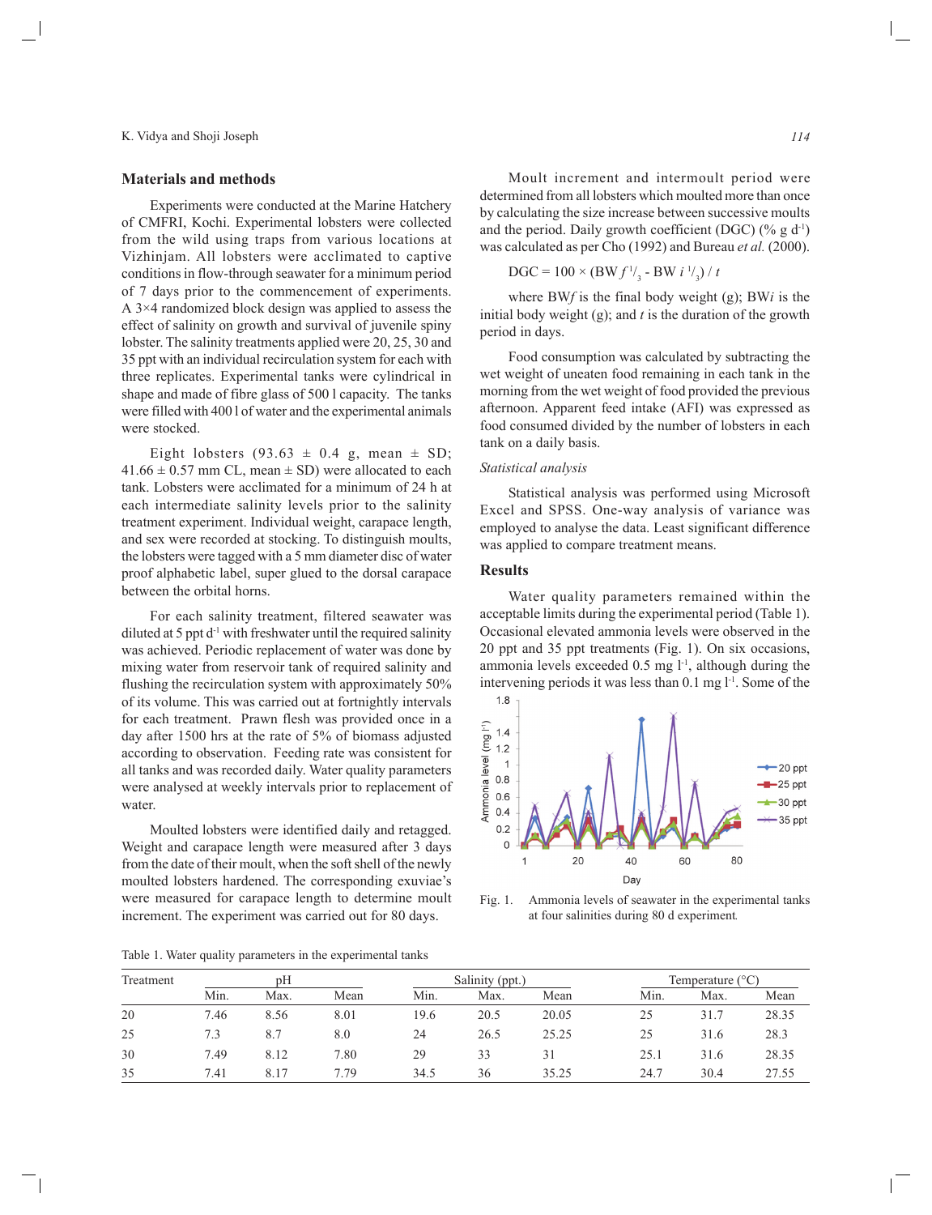## Materials and methods

Experiments were conducted at the Marine Hatchery of CMFRI, Kochi. Experimental lobsters were collected from the wild using traps from various locations at Vizhinjam. All lobsters were acclimated to captive conditions in flow-through seawater for a minimum period of 7 days prior to the commencement of experiments. A 3×4 randomized block design was applied to assess the effect of salinity on growth and survival of juvenile spiny lobster. The salinity treatments applied were 20, 25, 30 and 35 ppt with an individual recirculation system for each with three replicates. Experimental tanks were cylindrical in shape and made of fibre glass of 500 l capacity. The tanks were filled with 400 l of water and the experimental animals were stocked.

Eight lobsters (93.63 ± 0.4 g, mean ± SD; 41.66 ± 0.57 mm CL, mean ± SD) were allocated to each tank. Lobsters were acclimated for a minimum of 24 h at each intermediate salinity levels prior to the salinity treatment experiment. Individual weight, carapace length, and sex were recorded at stocking. To distinguish moults, the lobsters were tagged with a 5 mm diameter disc of water proof alphabetic label, super glued to the dorsal carapace between the orbital horns.

For each salinity treatment, filtered seawater was diluted at 5 ppt $d^{-1}$ with freshwater until the required salinity was achieved. Periodic replacement of water was done by mixing water from reservoir tank of required salinity and flushing the recirculation system with approximately 50% of its volume. This was carried out at fortnightly intervals for each treatment. Prawn flesh was provided once in a day after 1500 hrs at the rate of 5% of biomass adjusted according to observation. Feeding rate was consistent for all tanks and was recorded daily. Water quality parameters were analysed at weekly intervals prior to replacement of water.

Moulted lobsters were identified daily and retagged. Weight and carapace length were measured after 3 days from the date of their moult, when the soft shell of the newly moulted lobsters hardened. The corresponding exuviae's were measured for carapace length to determine moult increment. The experiment was carried out for 80 days.

Moult increment and intermoult period were determined from all lobsters which moulted more than once by calculating the size increase between successive moults and the period. Daily growth coefficient (DGC) (% g $d^{-1}$) was calculated as per Cho (1992) and Bureau *et al.* (2000).

$$DGC = 100 \times (BW f^{1/3} - BW i^{1/3}) / t$$

where BW*f* is the final body weight (g); BW*i* is the initial body weight (g); and *t* is the duration of the growth period in days.

Food consumption was calculated by subtracting the wet weight of uneaten food remaining in each tank in the morning from the wet weight of food provided the previous afternoon. Apparent feed intake (AFI) was expressed as food consumed divided by the number of lobsters in each tank on a daily basis.

### *Statistical analysis*

Statistical analysis was performed using Microsoft Excel and SPSS. One-way analysis of variance was employed to analyse the data. Least significant difference was applied to compare treatment means.

## Results

Water quality parameters remained within the acceptable limits during the experimental period (Table 1). Occasional elevated ammonia levels were observed in the 20 ppt and 35 ppt treatments (Fig. 1). On six occasions, ammonia levels exceeded 0.5 mg $l^{-1}$, although during the intervening periods it was less than 0.1 mg $l^{-1}$. Some of the

Fig. 1. Ammonia levels of seawater in the experimental tanks at four salinities during 80 d experiment.

Table 1. Water quality parameters in the experimental tanks

| Treatment | pH | | | Salinity (ppt.) | | | Temperature (°C) | | |
|---|---|---|---|---|---|---|---|---|---|
| | Min. | Max. | Mean | Min. | Max. | Mean | Min. | Max. | Mean |
| 20 | 7.46 | 8.56 | 8.01 | 19.6 | 20.5 | 20.05 | 25 | 31.7 | 28.35 |
| 25 | 7.3 | 8.7 | 8.0 | 24 | 26.5 | 25.25 | 25 | 31.6 | 28.3 |
| 30 | 7.49 | 8.12 | 7.80 | 29 | 33 | 31 | 25.1 | 31.6 | 28.35 |
| 35 | 7.41 | 8.17 | 7.79 | 34.5 | 36 | 35.25 | 24.7 | 30.4 | 27.55 |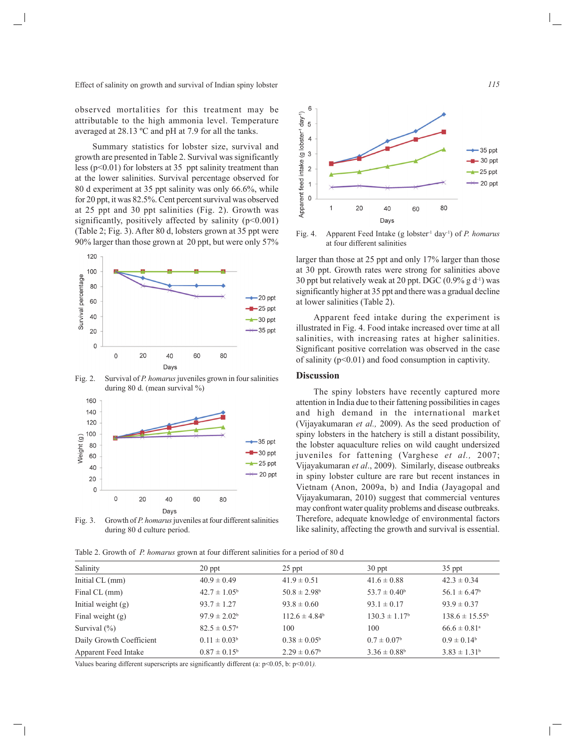observed mortalities for this treatment may be attributable to the high ammonia level. Temperature averaged at 28.13 ºC and pH at 7.9 for all the tanks.

Summary statistics for lobster size, survival and growth are presented in Table 2. Survival was significantly less ($p<0.01$) for lobsters at 35 ppt salinity treatment than at the lower salinities. Survival percentage observed for 80 d experiment at 35 ppt salinity was only 66.6%, while for 20 ppt, it was 82.5%. Cent percent survival was observed at 25 ppt and 30 ppt salinities (Fig. 2). Growth was significantly, positively affected by salinity ($p<0.001$) (Table 2; Fig. 3). After 80 d, lobsters grown at 35 ppt were 90% larger than those grown at 20 ppt, but were only 57% larger than those at 25 ppt and only 17% larger than those at 30 ppt. Growth rates were strong for salinities above 30 ppt but relatively weak at 20 ppt. DGC (0.9% g $d^{-1}$) was significantly higher at 35 ppt and there was a gradual decline at lower salinities (Table 2).

Fig. 2. Survival of *P. homarus* juveniles grown in four salinities during 80 d. (mean survival %)

Fig. 3. Growth of *P. homarus* juveniles at four different salinities during 80 d culture period.

Fig. 4. Apparent Feed Intake (g $lobster^{-1}$ $day^{-1}$) of *P. homarus* at four different salinities

Apparent feed intake during the experiment is illustrated in Fig. 4. Food intake increased over time at all salinities, with increasing rates at higher salinities. Significant positive correlation was observed in the case of salinity ($p<0.01$) and food consumption in captivity.

## Discussion

The spiny lobsters have recently captured more attention in India due to their fattening possibilities in cages and high demand in the international market (Vijayakumaran *et al.,* 2009). As the seed production of spiny lobsters in the hatchery is still a distant possibility, the lobster aquaculture relies on wild caught undersized juveniles for fattening (Varghese *et al.,* 2007; Vijayakumaran *et al*., 2009). Similarly, disease outbreaks in spiny lobster culture are rare but recent instances in Vietnam (Anon, 2009a, b) and India (Jayagopal and Vijayakumaran, 2010) suggest that commercial ventures may confront water quality problems and disease outbreaks. Therefore, adequate knowledge of environmental factors like salinity, affecting the growth and survival is essential.

Table 2. Growth of *P. homarus* grown at four different salinities for a period of 80 d

| Salinity | 20 ppt | 25 ppt | 30 ppt | 35 ppt |
|---|---|---|---|---|
| Initial CL (mm) | 40.9 ± 0.49 | 41.9 ± 0.51 | 41.6 ± 0.88 | 42.3 ± 0.34 |
| Final CL (mm) | 42.7 ± 1.05[b] | 50.8 ± 2.98[b] | 53.7 ± 0.40[b] | 56.1 ± 6.47[b] |
| Initial weight (g) | 93.7 ± 1.27 | 93.8 ± 0.60 | 93.1 ± 0.17 | 93.9 ± 0.37 |
| Final weight (g) | 97.9 ± 2.02[b] | 112.6 ± 4.84[b] | 130.3 ± 1.17[b] | 138.6 ± 15.55[b] |
| Survival (%) | 82.5 ± 0.57[a] | 100 | 100 | 66.6 ± 0.81[a] |
| Daily Growth Coefficient | 0.11 ± 0.03[b] | 0.38 ± 0.05[b] | 0.7 ± 0.07[b] | 0.9 ± 0.14[b] |
| Apparent Feed Intake | 0.87 ± 0.15[b] | 2.29 ± 0.67[b] | 3.36 ± 0.88[b] | 3.83 ± 1.31[b] |

Values bearing different superscripts are significantly different (a: $p<0.05$, b: $p<0.01$).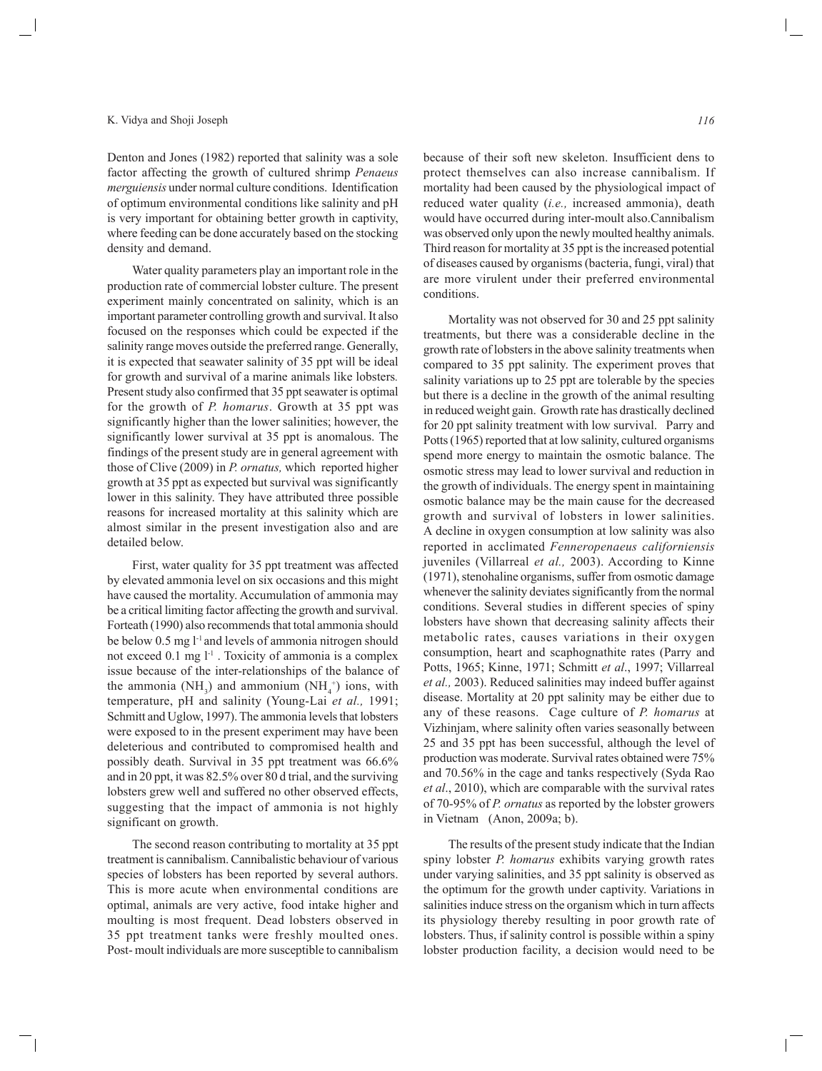Denton and Jones (1982) reported that salinity was a sole factor affecting the growth of cultured shrimp *Penaeus merguiensis* under normal culture conditions. Identification of optimum environmental conditions like salinity and pH is very important for obtaining better growth in captivity, where feeding can be done accurately based on the stocking density and demand.

Water quality parameters play an important role in the production rate of commercial lobster culture. The present experiment mainly concentrated on salinity, which is an important parameter controlling growth and survival. It also focused on the responses which could be expected if the salinity range moves outside the preferred range. Generally, it is expected that seawater salinity of 35 ppt will be ideal for growth and survival of a marine animals like lobsters. Present study also confirmed that 35 ppt seawater is optimal for the growth of *P. homarus*. Growth at 35 ppt was significantly higher than the lower salinities; however, the significantly lower survival at 35 ppt is anomalous. The findings of the present study are in general agreement with those of Clive (2009) in *P. ornatus,* which reported higher growth at 35 ppt as expected but survival was significantly lower in this salinity. They have attributed three possible reasons for increased mortality at this salinity which are almost similar in the present investigation also and are detailed below.

First, water quality for 35 ppt treatment was affected by elevated ammonia level on six occasions and this might have caused the mortality. Accumulation of ammonia may be a critical limiting factor affecting the growth and survival. Forteath (1990) also recommends that total ammonia should be below 0.5 mg $l^{-1}$ and levels of ammonia nitrogen should not exceed 0.1 mg $l^{-1}$. Toxicity of ammonia is a complex issue because of the inter-relationships of the balance of the ammonia ($NH_3$) and ammonium ($NH_4^+$) ions, with temperature, pH and salinity (Young-Lai *et al.,* 1991; Schmitt and Uglow, 1997). The ammonia levels that lobsters were exposed to in the present experiment may have been deleterious and contributed to compromised health and possibly death. Survival in 35 ppt treatment was 66.6% and in 20 ppt, it was 82.5% over 80 d trial, and the surviving lobsters grew well and suffered no other observed effects, suggesting that the impact of ammonia is not highly significant on growth.

The second reason contributing to mortality at 35 ppt treatment is cannibalism. Cannibalistic behaviour of various species of lobsters has been reported by several authors. This is more acute when environmental conditions are optimal, animals are very active, food intake higher and moulting is most frequent. Dead lobsters observed in 35 ppt treatment tanks were freshly moulted ones. Post- moult individuals are more susceptible to cannibalism because of their soft new skeleton. Insufficient dens to protect themselves can also increase cannibalism. If mortality had been caused by the physiological impact of reduced water quality (*i.e.,* increased ammonia), death would have occurred during inter-moult also.Cannibalism was observed only upon the newly moulted healthy animals. Third reason for mortality at 35 ppt is the increased potential of diseases caused by organisms (bacteria, fungi, viral) that are more virulent under their preferred environmental conditions.

Mortality was not observed for 30 and 25 ppt salinity treatments, but there was a considerable decline in the growth rate of lobsters in the above salinity treatments when compared to 35 ppt salinity. The experiment proves that salinity variations up to 25 ppt are tolerable by the species but there is a decline in the growth of the animal resulting in reduced weight gain. Growth rate has drastically declined for 20 ppt salinity treatment with low survival. Parry and Potts (1965) reported that at low salinity, cultured organisms spend more energy to maintain the osmotic balance. The osmotic stress may lead to lower survival and reduction in the growth of individuals. The energy spent in maintaining osmotic balance may be the main cause for the decreased growth and survival of lobsters in lower salinities. A decline in oxygen consumption at low salinity was also reported in acclimated *Fenneropenaeus californiensis* juveniles (Villarreal *et al.,* 2003). According to Kinne (1971), stenohaline organisms, suffer from osmotic damage whenever the salinity deviates significantly from the normal conditions. Several studies in different species of spiny lobsters have shown that decreasing salinity affects their metabolic rates, causes variations in their oxygen consumption, heart and scaphognathite rates (Parry and Potts, 1965; Kinne, 1971; Schmitt *et al*., 1997; Villarreal *et al.,* 2003). Reduced salinities may indeed buffer against disease. Mortality at 20 ppt salinity may be either due to any of these reasons. Cage culture of *P. homarus* at Vizhinjam, where salinity often varies seasonally between 25 and 35 ppt has been successful, although the level of production was moderate. Survival rates obtained were 75% and 70.56% in the cage and tanks respectively (Syda Rao *et al*., 2010), which are comparable with the survival rates of 70-95% of *P. ornatus* as reported by the lobster growers in Vietnam (Anon, 2009a; b).

The results of the present study indicate that the Indian spiny lobster *P. homarus* exhibits varying growth rates under varying salinities, and 35 ppt salinity is observed as the optimum for the growth under captivity. Variations in salinities induce stress on the organism which in turn affects its physiology thereby resulting in poor growth rate of lobsters. Thus, if salinity control is possible within a spiny lobster production facility, a decision would need to be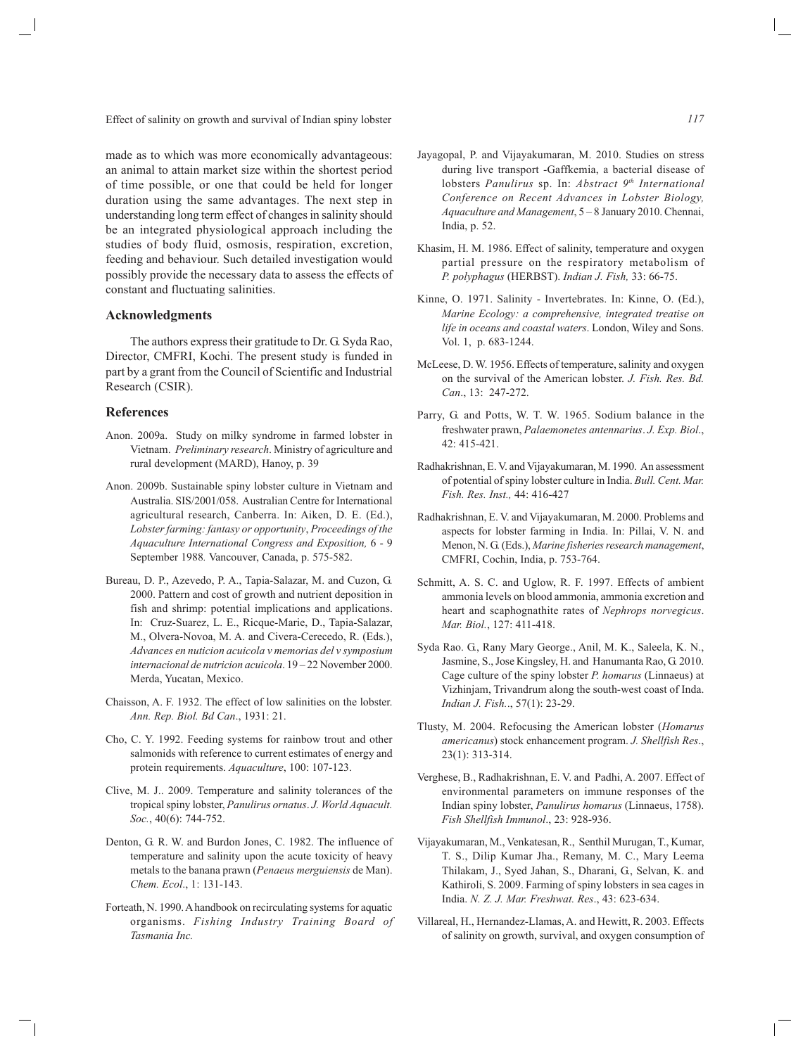made as to which was more economically advantageous: an animal to attain market size within the shortest period of time possible, or one that could be held for longer duration using the same advantages. The next step in understanding long term effect of changes in salinity should be an integrated physiological approach including the studies of body fluid, osmosis, respiration, excretion, feeding and behaviour. Such detailed investigation would possibly provide the necessary data to assess the effects of constant and fluctuating salinities.

## Acknowledgments

The authors express their gratitude to Dr. G. Syda Rao, Director, CMFRI, Kochi. The present study is funded in part by a grant from the Council of Scientific and Industrial Research (CSIR).

## References

Anon. 2009a. Study on milky syndrome in farmed lobster in Vietnam. *Preliminary research*. Ministry of agriculture and rural development (MARD), Hanoy, p. 39

Anon. 2009b. Sustainable spiny lobster culture in Vietnam and Australia. SIS/2001/058. Australian Centre for International agricultural research, Canberra. In: Aiken, D. E. (Ed.), *Lobster farming: fantasy or opportunity*, *Proceedings of the Aquaculture International Congress and Exposition,* 6 - 9 September 1988*.* Vancouver, Canada, p. 575-582.

Bureau, D. P., Azevedo, P. A., Tapia-Salazar, M. and Cuzon, G. 2000. Pattern and cost of growth and nutrient deposition in fish and shrimp: potential implications and applications. In: Cruz-Suarez, L. E., Ricque-Marie, D., Tapia-Salazar, M., Olvera-Novoa, M. A. and Civera-Cerecedo, R. (Eds.), *Advances en nutricion acuicola v memorias del v symposium internacional de nutricion acuicola*. 19 – 22 November 2000. Merda, Yucatan, Mexico.

Chaisson, A. F. 1932. The effect of low salinities on the lobster. *Ann. Rep. Biol. Bd Can*., 1931: 21.

Cho, C. Y. 1992. Feeding systems for rainbow trout and other salmonids with reference to current estimates of energy and protein requirements. *Aquaculture*, 100: 107-123.

Clive, M. J.. 2009. Temperature and salinity tolerances of the tropical spiny lobster, *Panulirus ornatus*. *J. World Aquacult. Soc.*, 40(6): 744-752.

Denton, G. R. W. and Burdon Jones, C. 1982. The influence of temperature and salinity upon the acute toxicity of heavy metals to the banana prawn (*Penaeus merguiensis* de Man). *Chem. Ecol*., 1: 131-143.

Forteath, N. 1990. A handbook on recirculating systems for aquatic organisms. *Fishing Industry Training Board of Tasmania Inc.*

Jayagopal, P. and Vijayakumaran, M. 2010. Studies on stress during live transport -Gaffkemia, a bacterial disease of lobsters *Panulirus* sp. In: *Abstract 9th International Conference on Recent Advances in Lobster Biology, Aquaculture and Management*, 5 – 8 January 2010. Chennai, India, p. 52.

Khasim, H. M. 1986. Effect of salinity, temperature and oxygen partial pressure on the respiratory metabolism of *P. polyphagus* (HERBST). *Indian J. Fish,* 33: 66-75.

Kinne, O. 1971. Salinity - Invertebrates. In: Kinne, O. (Ed.), *Marine Ecology: a comprehensive, integrated treatise on life in oceans and coastal waters*. London, Wiley and Sons. Vol. 1, p. 683-1244.

McLeese, D. W. 1956. Effects of temperature, salinity and oxygen on the survival of the American lobster. *J. Fish. Res. Bd. Can*., 13: 247-272.

Parry, G. and Potts, W. T. W. 1965. Sodium balance in the freshwater prawn, *Palaemonetes antennarius*. *J. Exp. Biol*., 42: 415-421.

Radhakrishnan, E. V. and Vijayakumaran, M. 1990. An assessment of potential of spiny lobster culture in India. *Bull. Cent. Mar. Fish. Res. Inst.,* 44: 416-427

Radhakrishnan, E. V. and Vijayakumaran, M. 2000. Problems and aspects for lobster farming in India. In: Pillai, V. N. and Menon, N. G. (Eds.), *Marine fisheries research management*, CMFRI, Cochin, India, p. 753-764.

Schmitt, A. S. C. and Uglow, R. F. 1997. Effects of ambient ammonia levels on blood ammonia, ammonia excretion and heart and scaphognathite rates of *Nephrops norvegicus*. *Mar. Biol.*, 127: 411-418.

Syda Rao. G., Rany Mary George., Anil, M. K., Saleela, K. N., Jasmine, S., Jose Kingsley, H. and Hanumanta Rao, G. 2010. Cage culture of the spiny lobster *P. homarus* (Linnaeus) at Vizhinjam, Trivandrum along the south-west coast of Inda. *Indian J. Fish.*., 57(1): 23-29.

Tlusty, M. 2004. Refocusing the American lobster (*Homarus americanus*) stock enhancement program. *J. Shellfish Res*., 23(1): 313-314.

Verghese, B., Radhakrishnan, E. V. and Padhi, A. 2007. Effect of environmental parameters on immune responses of the Indian spiny lobster, *Panulirus homarus* (Linnaeus, 1758). *Fish Shellfish Immunol*., 23: 928-936.

Vijayakumaran, M., Venkatesan, R., Senthil Murugan, T., Kumar, T. S., Dilip Kumar Jha., Remany, M. C., Mary Leema Thilakam, J., Syed Jahan, S., Dharani, G., Selvan, K. and Kathiroli, S. 2009. Farming of spiny lobsters in sea cages in India. *N. Z. J. Mar. Freshwat. Res*., 43: 623-634.

Villareal, H., Hernandez-Llamas, A. and Hewitt, R. 2003. Effects of salinity on growth, survival, and oxygen consumption of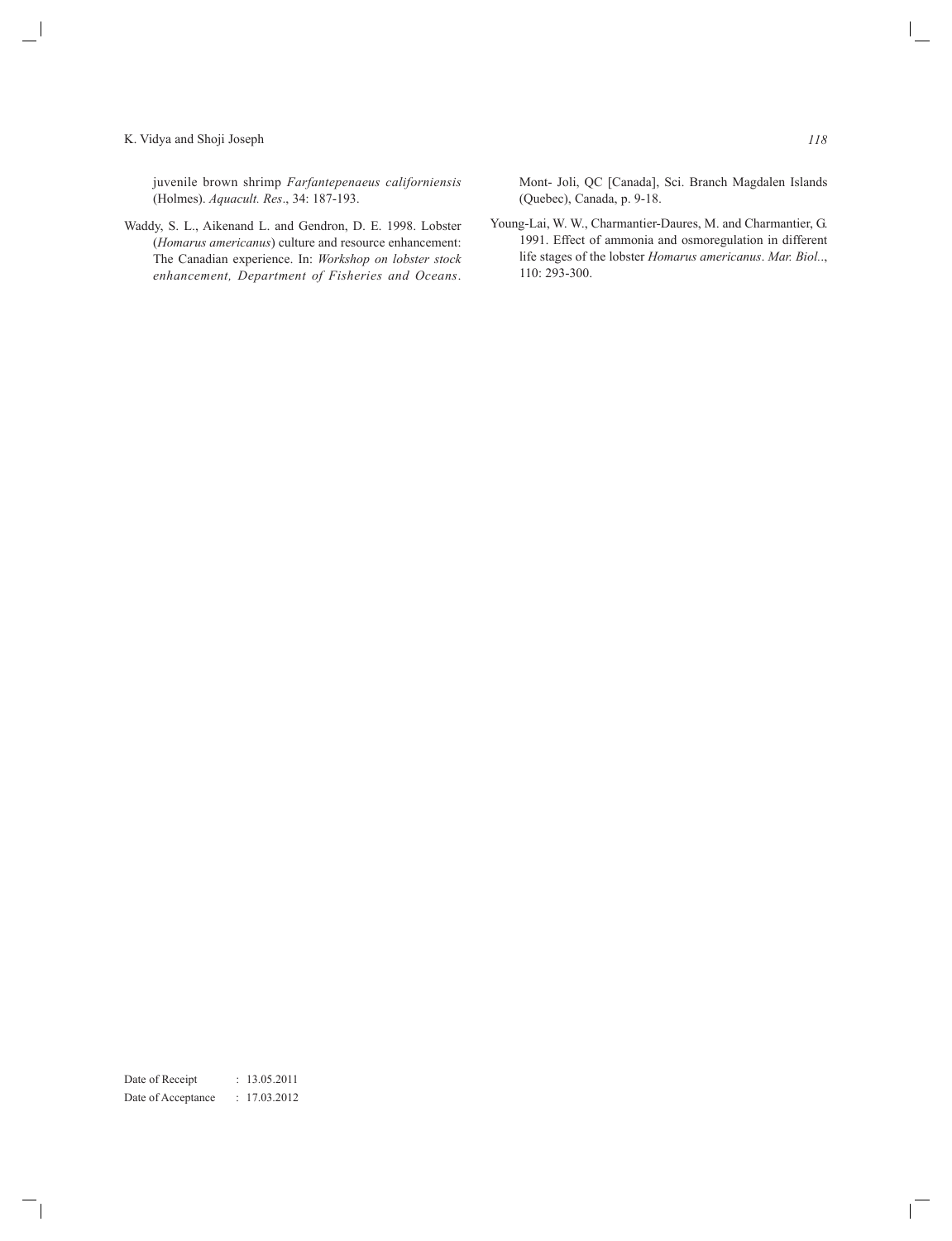juvenile brown shrimp *Farfantepenaeus californiensis* (Holmes). *Aquacult. Res*., 34: 187-193.

Waddy, S. L., Aikenand L. and Gendron, D. E. 1998. Lobster (*Homarus americanus*) culture and resource enhancement: The Canadian experience. In: *Workshop on lobster stock enhancement, Department of Fisheries and Oceans*. Mont- Joli, QC [Canada], Sci. Branch Magdalen Islands (Quebec), Canada, p. 9-18.

Young-Lai, W. W., Charmantier-Daures, M. and Charmantier, G. 1991. Effect of ammonia and osmoregulation in different life stages of the lobster *Homarus americanus*. *Mar. Biol.*., 110: 293-300.

Date of Receipt : 13.05.2011
Date of Acceptance : 17.03.2012